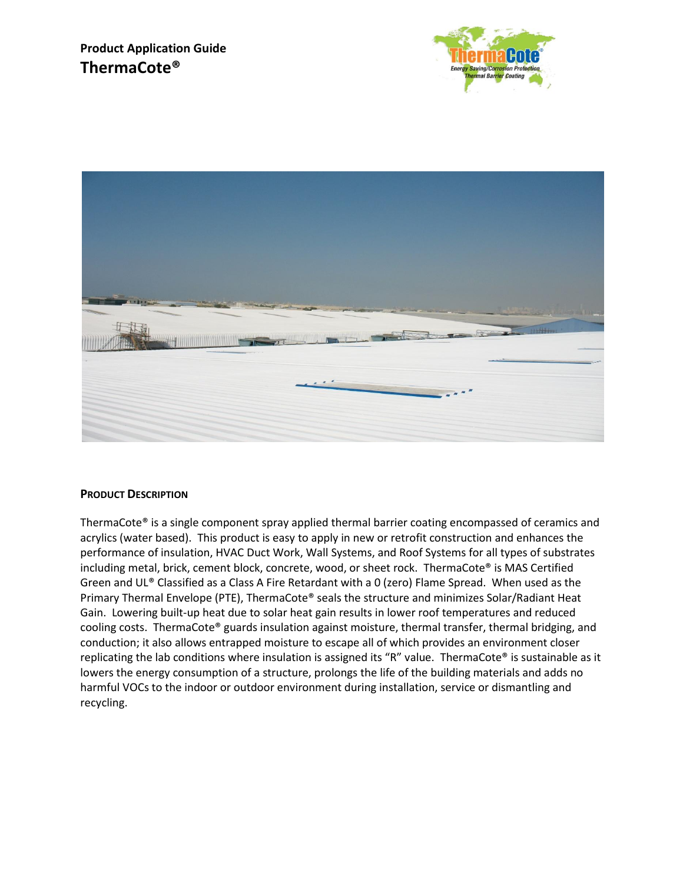**Product Application Guide**

# ThermaCote®

## Product Description

ThermaCote® is a single component spray applied thermal barrier coating encompassed of ceramics and acrylics (water based). This product is easy to apply in new or retrofit construction and enhances the performance of insulation, HVAC Duct Work, Wall Systems, and Roof Systems for all types of substrates including metal, brick, cement block, concrete, wood, or sheet rock. ThermaCote® is MAS Certified Green and UL® Classified as a Class A Fire Retardant with a 0 (zero) Flame Spread. When used as the Primary Thermal Envelope (PTE), ThermaCote® seals the structure and minimizes Solar/Radiant Heat Gain. Lowering built-up heat due to solar heat gain results in lower roof temperatures and reduced cooling costs. ThermaCote® guards insulation against moisture, thermal transfer, thermal bridging, and conduction; it also allows entrapped moisture to escape all of which provides an environment closer replicating the lab conditions where insulation is assigned its "R" value. ThermaCote® is sustainable as it lowers the energy consumption of a structure, prolongs the life of the building materials and adds no harmful VOCs to the indoor or outdoor environment during installation, service or dismantling and recycling.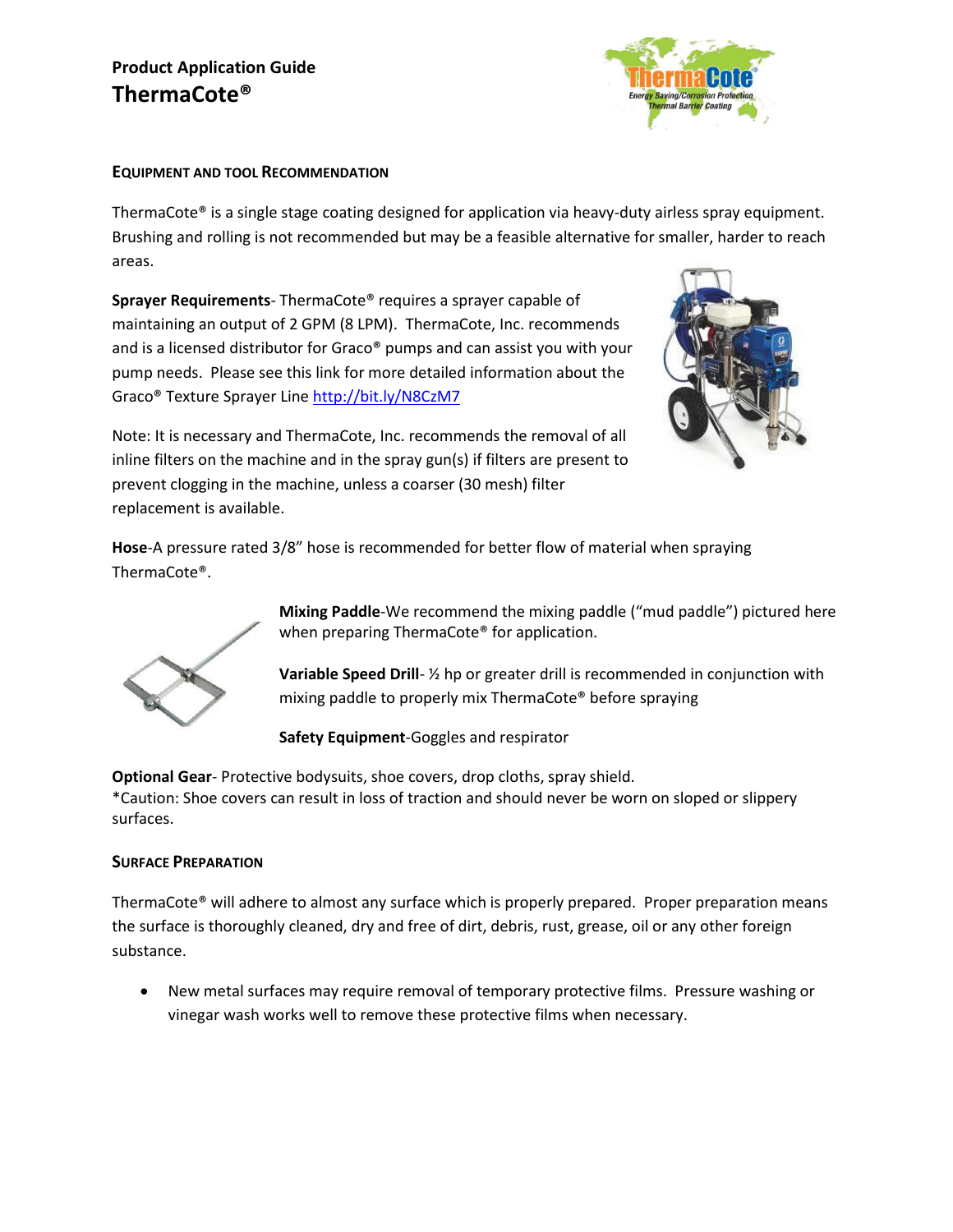# Product Application Guide
## ThermaCote®

### Equipment and Tool Recommendation

ThermaCote® is a single stage coating designed for application via heavy-duty airless spray equipment. Brushing and rolling is not recommended but may be a feasible alternative for smaller, harder to reach areas.

**Sprayer Requirements**- ThermaCote® requires a sprayer capable of maintaining an output of 2 GPM (8 LPM). ThermaCote, Inc. recommends and is a licensed distributor for Graco® pumps and can assist you with your pump needs. Please see this link for more detailed information about the Graco® Texture Sprayer Line http://bit.ly/N8CzM7

Note: It is necessary and ThermaCote, Inc. recommends the removal of all inline filters on the machine and in the spray gun(s) if filters are present to prevent clogging in the machine, unless a coarser (30 mesh) filter replacement is available.

**Hose**-A pressure rated 3/8" hose is recommended for better flow of material when spraying ThermaCote®.

**Mixing Paddle**-We recommend the mixing paddle ("mud paddle") pictured here when preparing ThermaCote® for application.

**Variable Speed Drill**- ½ hp or greater drill is recommended in conjunction with mixing paddle to properly mix ThermaCote® before spraying

**Safety Equipment**-Goggles and respirator

**Optional Gear**- Protective bodysuits, shoe covers, drop cloths, spray shield.
*Caution: Shoe covers can result in loss of traction and should never be worn on sloped or slippery surfaces.

### Surface Preparation

ThermaCote® will adhere to almost any surface which is properly prepared. Proper preparation means the surface is thoroughly cleaned, dry and free of dirt, debris, rust, grease, oil or any other foreign substance.

- New metal surfaces may require removal of temporary protective films. Pressure washing or vinegar wash works well to remove these protective films when necessary.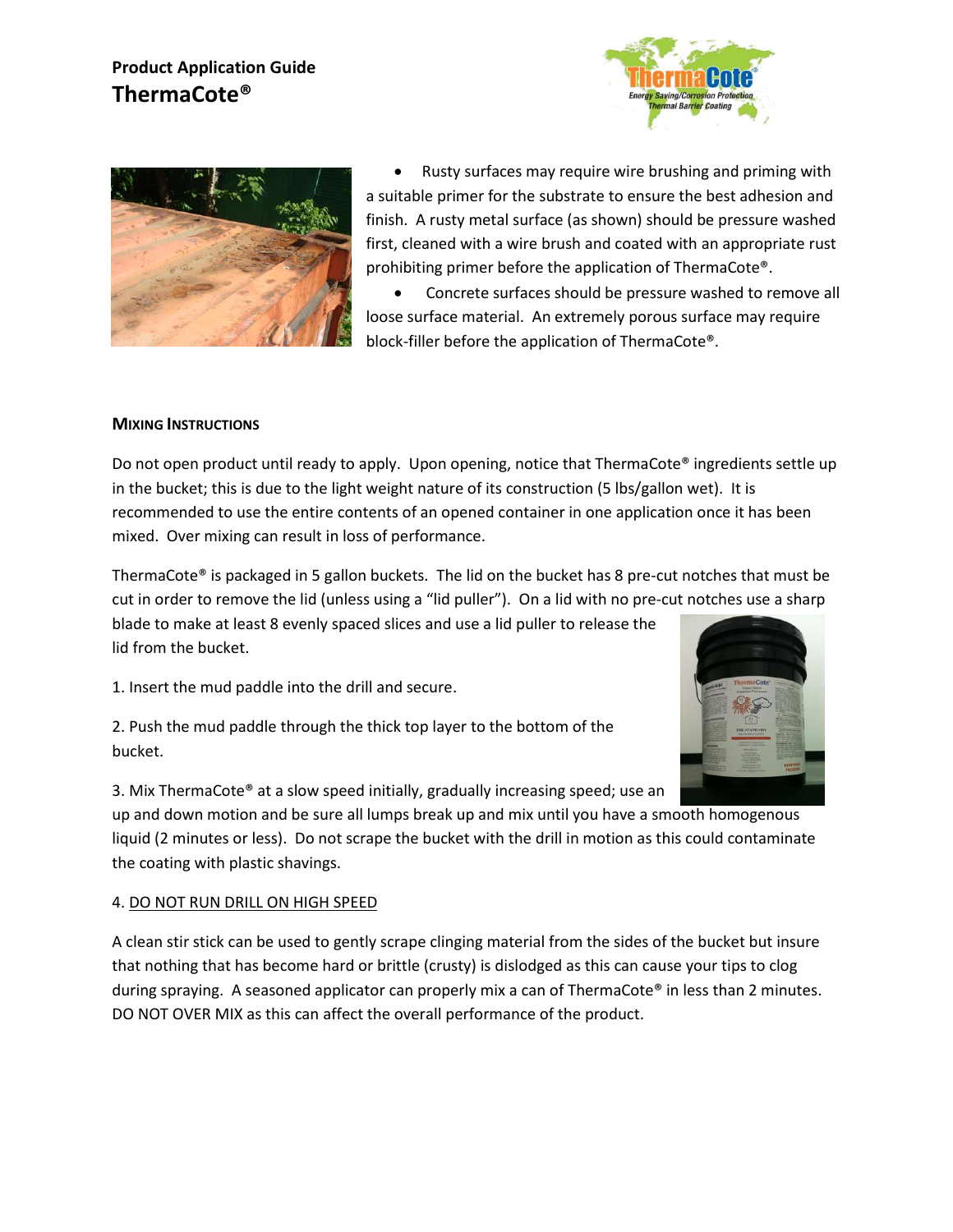- Rusty surfaces may require wire brushing and priming with a suitable primer for the substrate to ensure the best adhesion and finish. A rusty metal surface (as shown) should be pressure washed first, cleaned with a wire brush and coated with an appropriate rust prohibiting primer before the application of ThermaCote®.
- Concrete surfaces should be pressure washed to remove all loose surface material. An extremely porous surface may require block-filler before the application of ThermaCote®.

## Mixing Instructions

Do not open product until ready to apply. Upon opening, notice that ThermaCote® ingredients settle up in the bucket; this is due to the light weight nature of its construction (5 lbs/gallon wet). It is recommended to use the entire contents of an opened container in one application once it has been mixed. Over mixing can result in loss of performance.

ThermaCote® is packaged in 5 gallon buckets. The lid on the bucket has 8 pre-cut notches that must be cut in order to remove the lid (unless using a "lid puller"). On a lid with no pre-cut notches use a sharp blade to make at least 8 evenly spaced slices and use a lid puller to release the lid from the bucket.

1. Insert the mud paddle into the drill and secure.

2. Push the mud paddle through the thick top layer to the bottom of the bucket.

3. Mix ThermaCote® at a slow speed initially, gradually increasing speed; use an up and down motion and be sure all lumps break up and mix until you have a smooth homogenous liquid (2 minutes or less). Do not scrape the bucket with the drill in motion as this could contaminate the coating with plastic shavings.

4. DO NOT RUN DRILL ON HIGH SPEED

A clean stir stick can be used to gently scrape clinging material from the sides of the bucket but insure that nothing that has become hard or brittle (crusty) is dislodged as this can cause your tips to clog during spraying. A seasoned applicator can properly mix a can of ThermaCote® in less than 2 minutes. DO NOT OVER MIX as this can affect the overall performance of the product.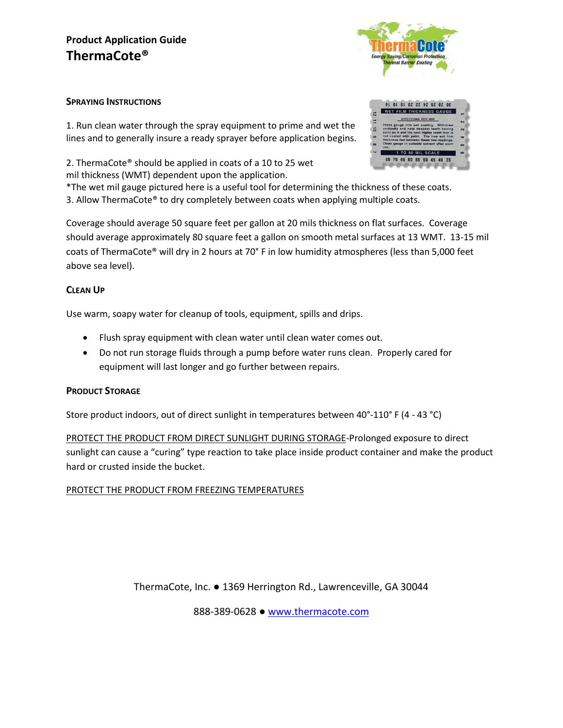## Product Application Guide
# ThermaCote®

### Spraying Instructions

1. Run clean water through the spray equipment to prime and wet the lines and to generally insure a ready sprayer before application begins.

2. ThermaCote® should be applied in coats of a 10 to 25 wet mil thickness (WMT) dependent upon the application.
*The wet mil gauge pictured here is a useful tool for determining the thickness of these coats.
3. Allow ThermaCote® to dry completely between coats when applying multiple coats.

Coverage should average 50 square feet per gallon at 20 mils thickness on flat surfaces. Coverage should average approximately 80 square feet a gallon on smooth metal surfaces at 13 WMT. 13-15 mil coats of ThermaCote® will dry in 2 hours at 70° F in low humidity atmospheres (less than 5,000 feet above sea level).

### Clean Up

Use warm, soapy water for cleanup of tools, equipment, spills and drips.

- Flush spray equipment with clean water until clean water comes out.
- Do not run storage fluids through a pump before water runs clean. Properly cared for equipment will last longer and go further between repairs.

### Product Storage

Store product indoors, out of direct sunlight in temperatures between 40°-110° F (4 - 43 °C)

PROTECT THE PRODUCT FROM DIRECT SUNLIGHT DURING STORAGE-Prolonged exposure to direct sunlight can cause a "curing" type reaction to take place inside product container and make the product hard or crusted inside the bucket.

PROTECT THE PRODUCT FROM FREEZING TEMPERATURES

ThermaCote, Inc. ● 1369 Herrington Rd., Lawrenceville, GA 30044

888-389-0628 ● www.thermacote.com